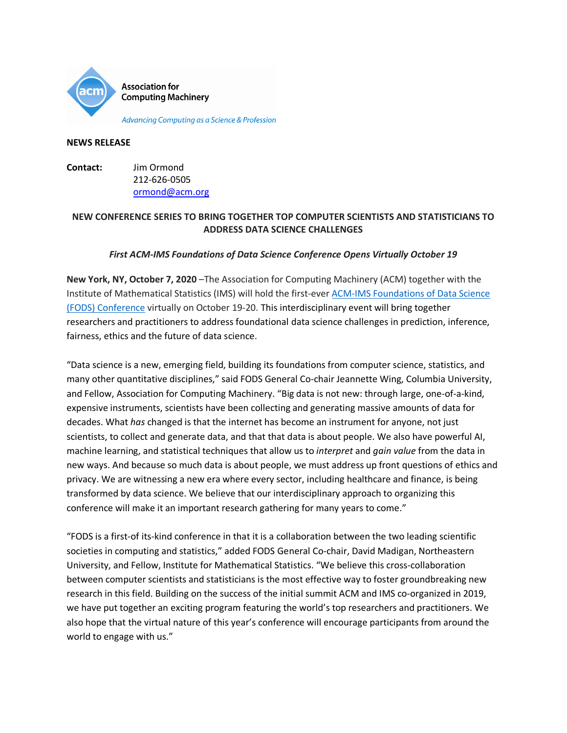Association for Computing Machinery

*Advancing Computing as a Science & Profession*

**NEWS RELEASE**

**Contact:** Jim Ormond
212-626-0505
ormond@acm.org

**NEW CONFERENCE SERIES TO BRING TOGETHER TOP COMPUTER SCIENTISTS AND STATISTICIANS TO ADDRESS DATA SCIENCE CHALLENGES**

***First ACM-IMS Foundations of Data Science Conference Opens Virtually October 19***

**New York, NY, October 7, 2020** –The Association for Computing Machinery (ACM) together with the Institute of Mathematical Statistics (IMS) will hold the first-ever ACM-IMS Foundations of Data Science (FODS) Conference virtually on October 19-20. This interdisciplinary event will bring together researchers and practitioners to address foundational data science challenges in prediction, inference, fairness, ethics and the future of data science.

"Data science is a new, emerging field, building its foundations from computer science, statistics, and many other quantitative disciplines," said FODS General Co-chair Jeannette Wing, Columbia University, and Fellow, Association for Computing Machinery. "Big data is not new: through large, one-of-a-kind, expensive instruments, scientists have been collecting and generating massive amounts of data for decades. What *has* changed is that the internet has become an instrument for anyone, not just scientists, to collect and generate data, and that that data is about people. We also have powerful AI, machine learning, and statistical techniques that allow us to *interpret* and *gain value* from the data in new ways. And because so much data is about people, we must address up front questions of ethics and privacy. We are witnessing a new era where every sector, including healthcare and finance, is being transformed by data science. We believe that our interdisciplinary approach to organizing this conference will make it an important research gathering for many years to come."

"FODS is a first-of its-kind conference in that it is a collaboration between the two leading scientific societies in computing and statistics," added FODS General Co-chair, David Madigan, Northeastern University, and Fellow, Institute for Mathematical Statistics. "We believe this cross-collaboration between computer scientists and statisticians is the most effective way to foster groundbreaking new research in this field. Building on the success of the initial summit ACM and IMS co-organized in 2019, we have put together an exciting program featuring the world's top researchers and practitioners. We also hope that the virtual nature of this year's conference will encourage participants from around the world to engage with us."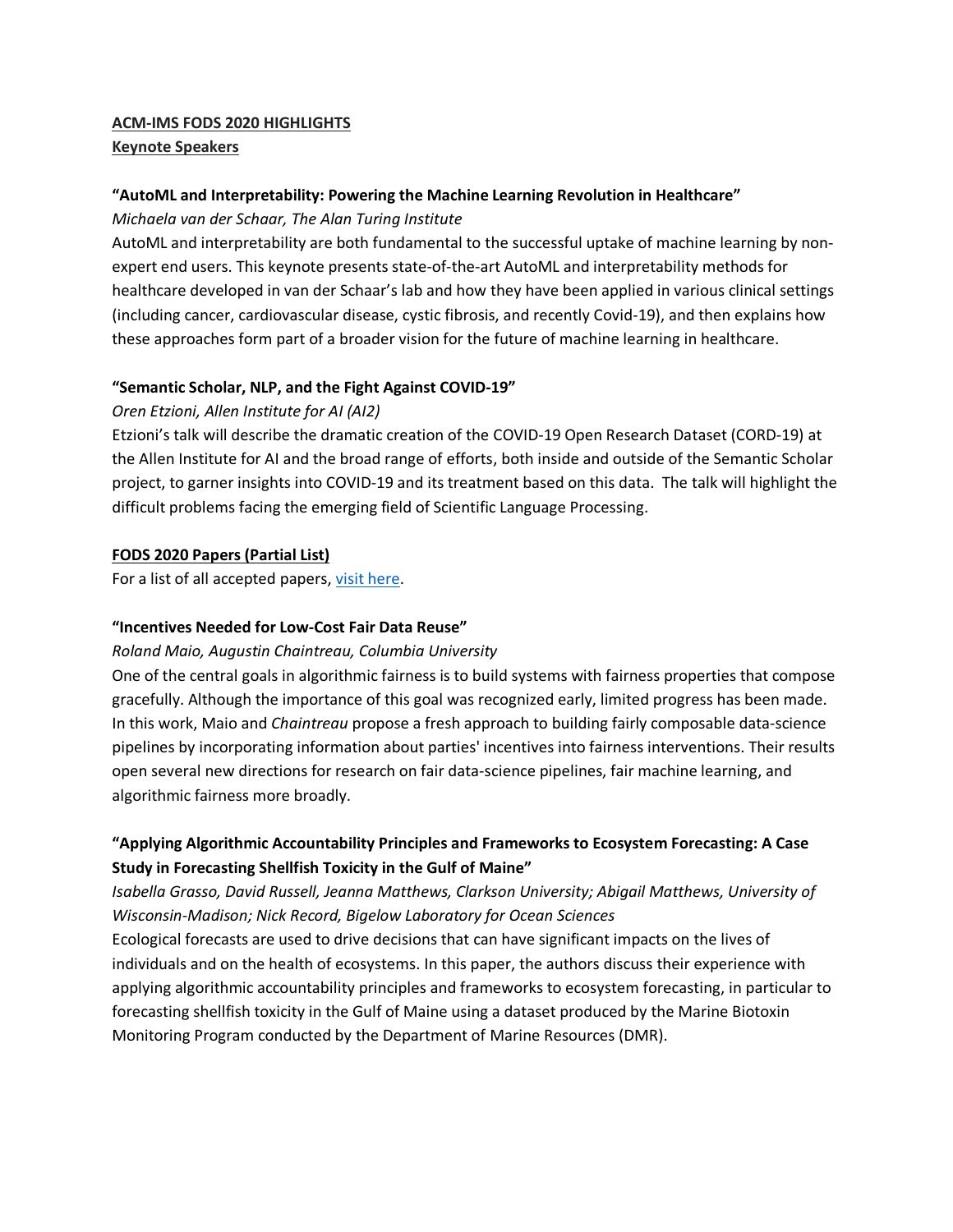**ACM-IMS FODS 2020 HIGHLIGHTS**

**Keynote Speakers**

**"AutoML and Interpretability: Powering the Machine Learning Revolution in Healthcare"**

*Michaela van der Schaar, The Alan Turing Institute*

AutoML and interpretability are both fundamental to the successful uptake of machine learning by non-expert end users. This keynote presents state-of-the-art AutoML and interpretability methods for healthcare developed in van der Schaar's lab and how they have been applied in various clinical settings (including cancer, cardiovascular disease, cystic fibrosis, and recently Covid-19), and then explains how these approaches form part of a broader vision for the future of machine learning in healthcare.

**"Semantic Scholar, NLP, and the Fight Against COVID-19"**

*Oren Etzioni, Allen Institute for AI (AI2)*

Etzioni's talk will describe the dramatic creation of the COVID-19 Open Research Dataset (CORD-19) at the Allen Institute for AI and the broad range of efforts, both inside and outside of the Semantic Scholar project, to garner insights into COVID-19 and its treatment based on this data. The talk will highlight the difficult problems facing the emerging field of Scientific Language Processing.

**FODS 2020 Papers (Partial List)**

For a list of all accepted papers, [visit here].

**"Incentives Needed for Low-Cost Fair Data Reuse"**

*Roland Maio, Augustin Chaintreau, Columbia University*

One of the central goals in algorithmic fairness is to build systems with fairness properties that compose gracefully. Although the importance of this goal was recognized early, limited progress has been made. In this work, Maio and *Chaintreau* propose a fresh approach to building fairly composable data-science pipelines by incorporating information about parties' incentives into fairness interventions. Their results open several new directions for research on fair data-science pipelines, fair machine learning, and algorithmic fairness more broadly.

**"Applying Algorithmic Accountability Principles and Frameworks to Ecosystem Forecasting: A Case Study in Forecasting Shellfish Toxicity in the Gulf of Maine"**

*Isabella Grasso, David Russell, Jeanna Matthews, Clarkson University; Abigail Matthews, University of Wisconsin-Madison; Nick Record, Bigelow Laboratory for Ocean Sciences*

Ecological forecasts are used to drive decisions that can have significant impacts on the lives of individuals and on the health of ecosystems. In this paper, the authors discuss their experience with applying algorithmic accountability principles and frameworks to ecosystem forecasting, in particular to forecasting shellfish toxicity in the Gulf of Maine using a dataset produced by the Marine Biotoxin Monitoring Program conducted by the Department of Marine Resources (DMR).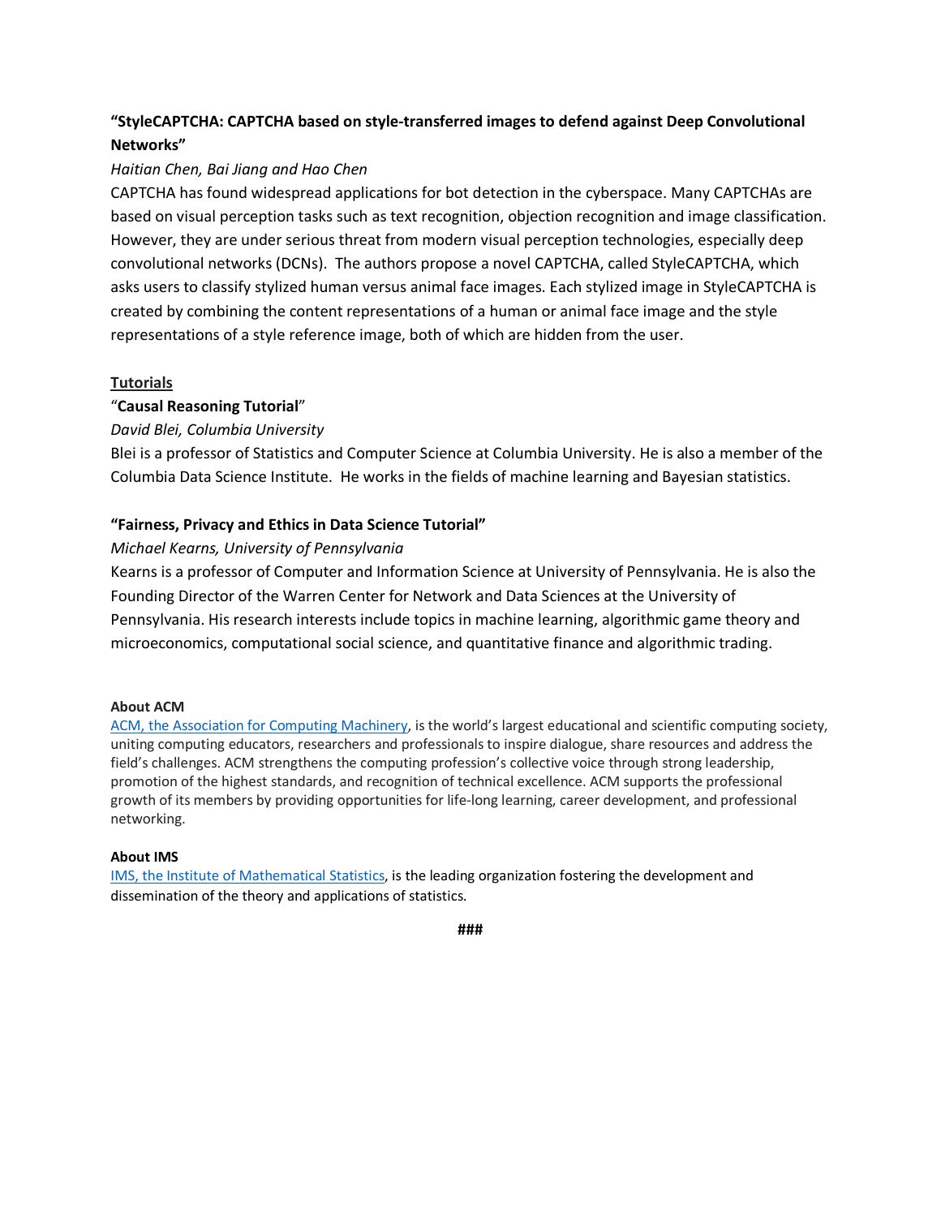**“StyleCAPTCHA: CAPTCHA based on style-transferred images to defend against Deep Convolutional Networks”**

*Haitian Chen, Bai Jiang and Hao Chen*

CAPTCHA has found widespread applications for bot detection in the cyberspace. Many CAPTCHAs are based on visual perception tasks such as text recognition, objection recognition and image classification. However, they are under serious threat from modern visual perception technologies, especially deep convolutional networks (DCNs). The authors propose a novel CAPTCHA, called StyleCAPTCHA, which asks users to classify stylized human versus animal face images. Each stylized image in StyleCAPTCHA is created by combining the content representations of a human or animal face image and the style representations of a style reference image, both of which are hidden from the user.

## Tutorials

“**Causal Reasoning Tutorial**”

*David Blei, Columbia University*

Blei is a professor of Statistics and Computer Science at Columbia University. He is also a member of the Columbia Data Science Institute. He works in the fields of machine learning and Bayesian statistics.

**“Fairness, Privacy and Ethics in Data Science Tutorial”**

*Michael Kearns, University of Pennsylvania*

Kearns is a professor of Computer and Information Science at University of Pennsylvania. He is also the Founding Director of the Warren Center for Network and Data Sciences at the University of Pennsylvania. His research interests include topics in machine learning, algorithmic game theory and microeconomics, computational social science, and quantitative finance and algorithmic trading.

**About ACM**

ACM, the Association for Computing Machinery, is the world’s largest educational and scientific computing society, uniting computing educators, researchers and professionals to inspire dialogue, share resources and address the field’s challenges. ACM strengthens the computing profession’s collective voice through strong leadership, promotion of the highest standards, and recognition of technical excellence. ACM supports the professional growth of its members by providing opportunities for life-long learning, career development, and professional networking.

**About IMS**

IMS, the Institute of Mathematical Statistics, is the leading organization fostering the development and dissemination of the theory and applications of statistics.

**###**